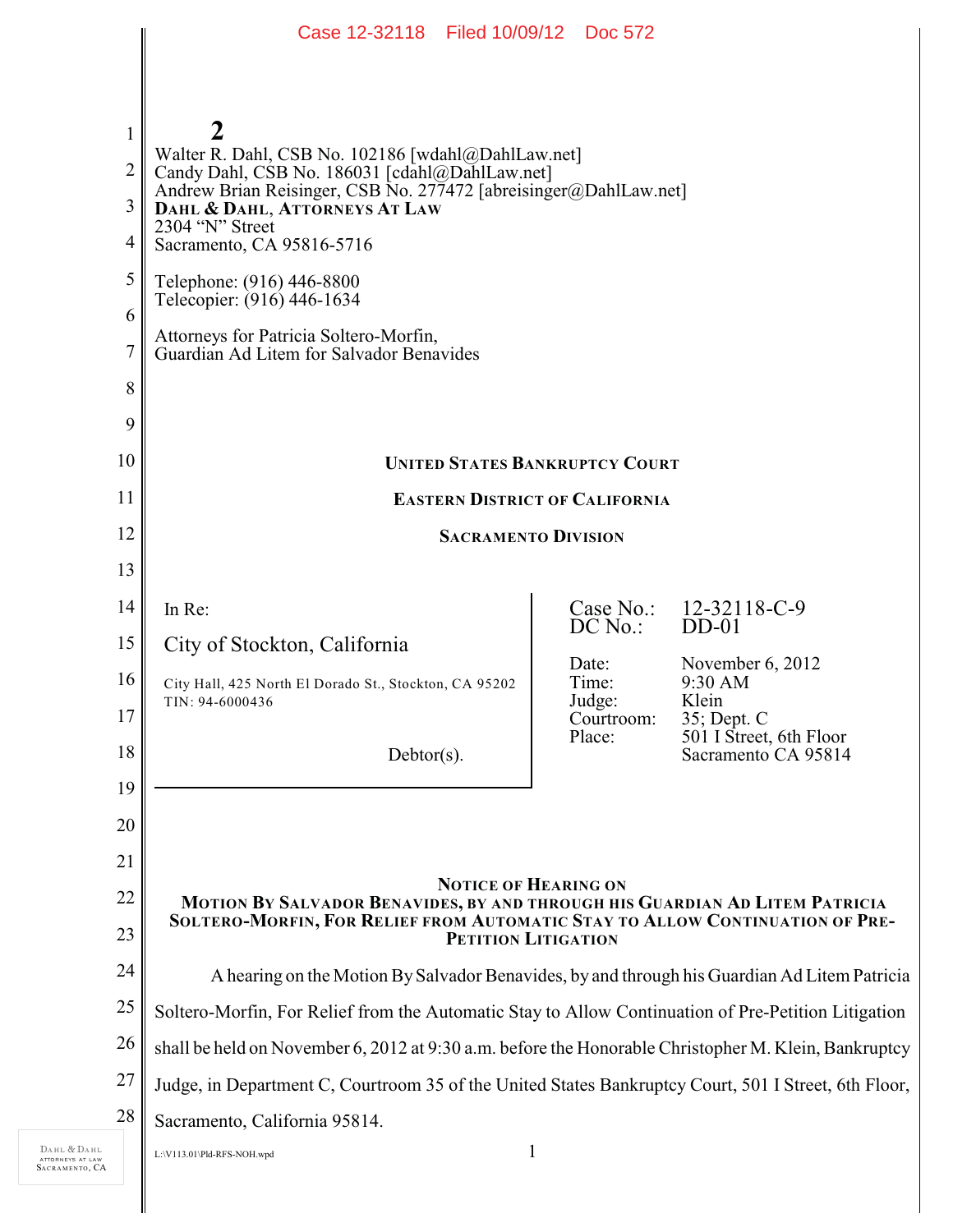Walter R. Dahl, CSB No. 102186 [wdahl@DahlLaw.net]
Candy Dahl, CSB No. 186031 [cdahl@DahlLaw.net]
Andrew Brian Reisinger, CSB No. 277472 [abreisinger@DahlLaw.net]
**DAHL & DAHL, ATTORNEYS AT LAW**
2304 "N" Street
Sacramento, CA 95816-5716

Telephone: (916) 446-8800
Telecopier: (916) 446-1634

Attorneys for Patricia Soltero-Morfin,
Guardian Ad Litem for Salvador Benavides

**UNITED STATES BANKRUPTCY COURT**

**EASTERN DISTRICT OF CALIFORNIA**

**SACRAMENTO DIVISION**

| In Re: | |
|---|---|
| City of Stockton, California<br>City Hall, 425 North El Dorado St., Stockton, CA 95202<br>TIN: 94-6000436<br><br>Debtor(s). | Case No.: 12-32118-C-9<br>DC No.: DD-01<br><br>Date: November 6, 2012<br>Time: 9:30 AM<br>Judge: Klein<br>Courtroom: 35; Dept. C<br>Place: 501 I Street, 6th Floor, Sacramento CA 95814 |

**NOTICE OF HEARING ON MOTION BY SALVADOR BENAVIDES, BY AND THROUGH HIS GUARDIAN AD LITEM PATRICIA SOLTERO-MORFIN, FOR RELIEF FROM AUTOMATIC STAY TO ALLOW CONTINUATION OF PRE-PETITION LITIGATION**

A hearing on the Motion By Salvador Benavides, by and through his Guardian Ad Litem Patricia Soltero-Morfin, For Relief from the Automatic Stay to Allow Continuation of Pre-Petition Litigation shall be held on November 6, 2012 at 9:30 a.m. before the Honorable Christopher M. Klein, Bankruptcy Judge, in Department C, Courtroom 35 of the United States Bankruptcy Court, 501 I Street, 6th Floor, Sacramento, California 95814.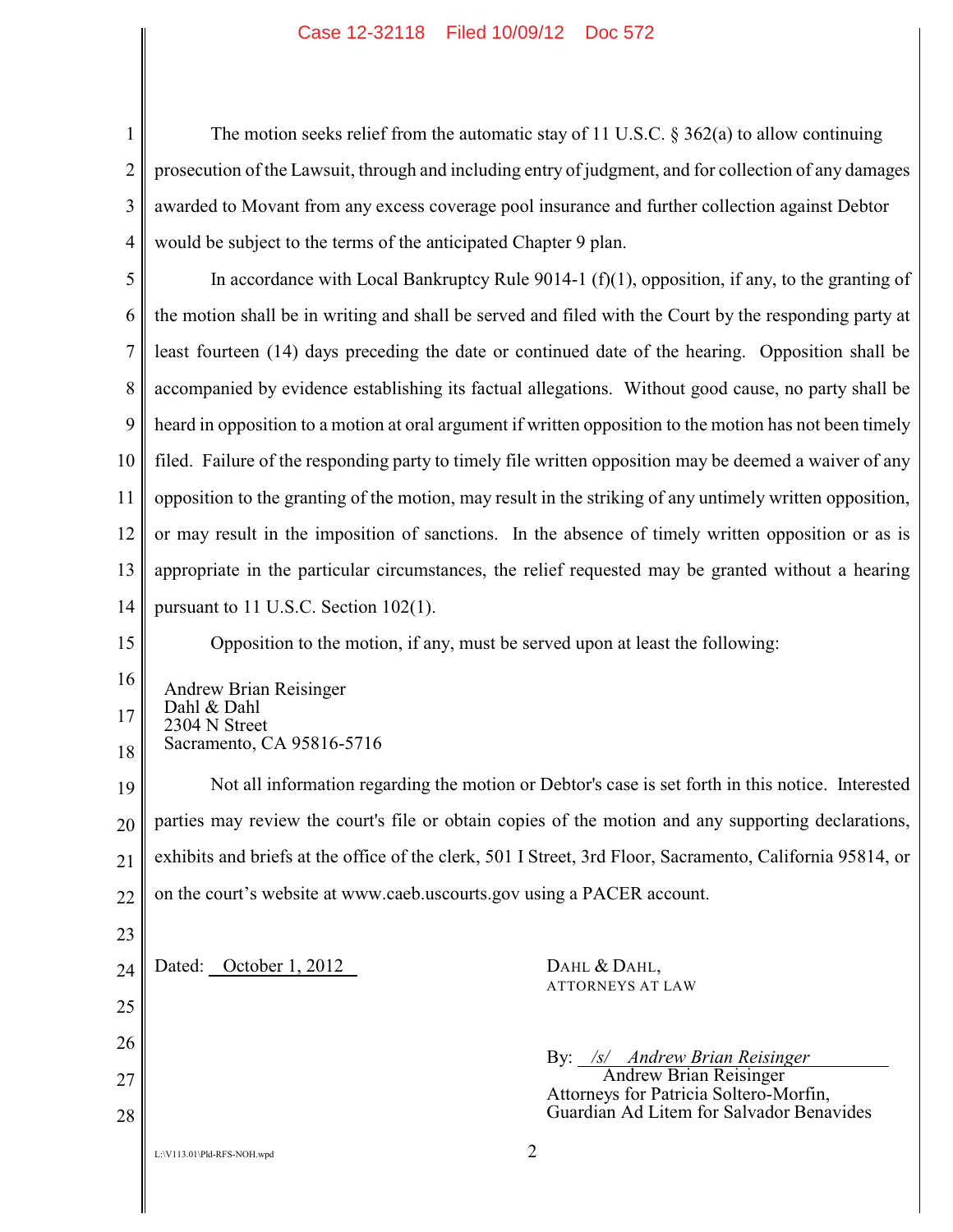The motion seeks relief from the automatic stay of 11 U.S.C. § 362(a) to allow continuing prosecution of the Lawsuit, through and including entry of judgment, and for collection of any damages awarded to Movant from any excess coverage pool insurance and further collection against Debtor would be subject to the terms of the anticipated Chapter 9 plan.

In accordance with Local Bankruptcy Rule 9014-1 (f)(1), opposition, if any, to the granting of the motion shall be in writing and shall be served and filed with the Court by the responding party at least fourteen (14) days preceding the date or continued date of the hearing. Opposition shall be accompanied by evidence establishing its factual allegations. Without good cause, no party shall be heard in opposition to a motion at oral argument if written opposition to the motion has not been timely filed. Failure of the responding party to timely file written opposition may be deemed a waiver of any opposition to the granting of the motion, may result in the striking of any untimely written opposition, or may result in the imposition of sanctions. In the absence of timely written opposition or as is appropriate in the particular circumstances, the relief requested may be granted without a hearing pursuant to 11 U.S.C. Section 102(1).

Opposition to the motion, if any, must be served upon at least the following:

Andrew Brian Reisinger
Dahl & Dahl
2304 N Street
Sacramento, CA 95816-5716

Not all information regarding the motion or Debtor's case is set forth in this notice. Interested parties may review the court's file or obtain copies of the motion and any supporting declarations, exhibits and briefs at the office of the clerk, 501 I Street, 3rd Floor, Sacramento, California 95814, or on the court's website at www.caeb.uscourts.gov using a PACER account.

Dated: October 1, 2012

DAHL & DAHL,
ATTORNEYS AT LAW

By: */s/ Andrew Brian Reisinger*
Andrew Brian Reisinger
Attorneys for Patricia Soltero-Morfin,
Guardian Ad Litem for Salvador Benavides

L:\V113.01\Pld-RFS-NOH.wpd